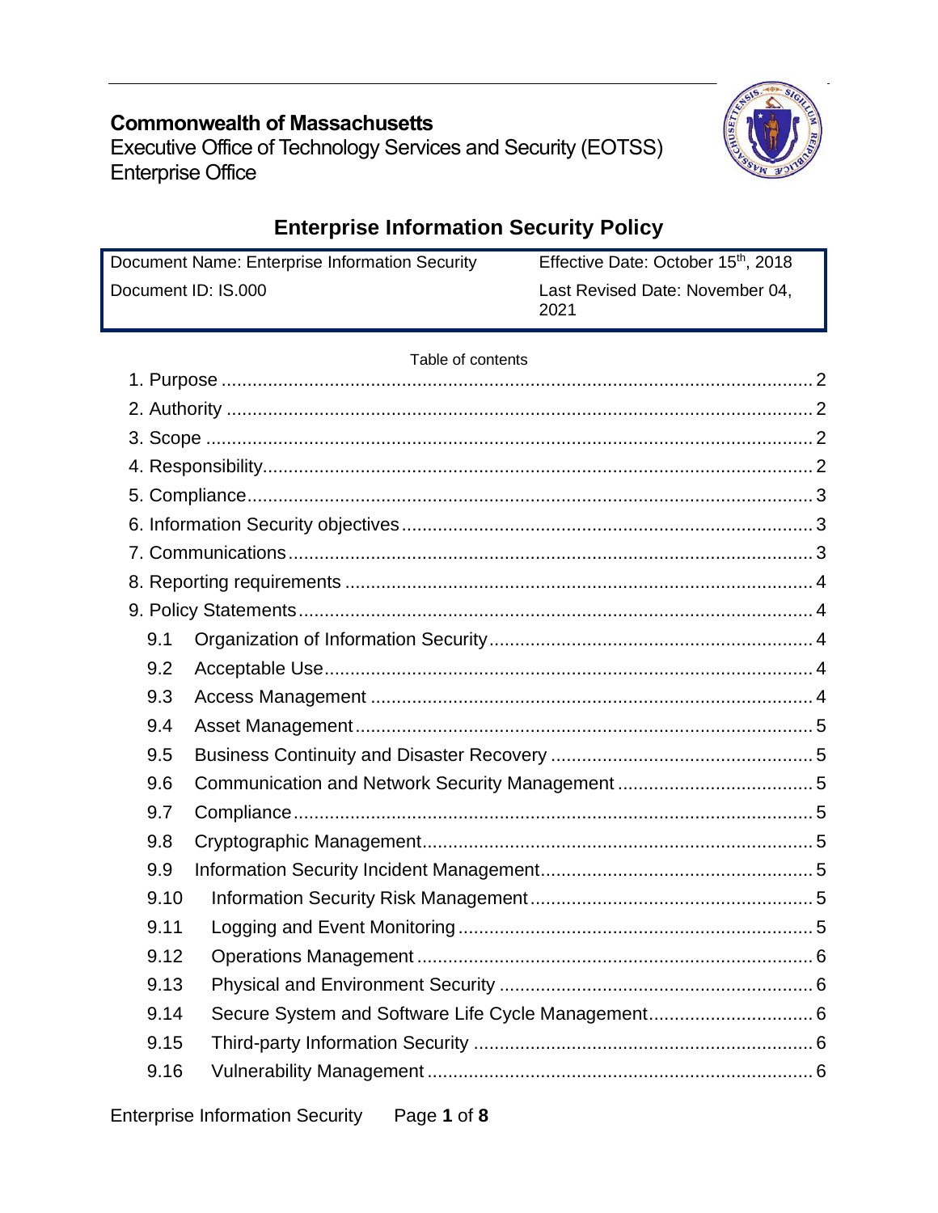**Commonwealth of Massachusetts**
Executive Office of Technology Services and Security (EOTSS)
Enterprise Office

# Enterprise Information Security Policy

| Document Name: Enterprise Information Security | Effective Date: October 15th, 2018 |
| --- | --- |
| Document ID: IS.000 | Last Revised Date: November 04, 2021 |

Table of contents

1. Purpose ........ 2
2. Authority ........ 2
3. Scope ........ 2
4. Responsibility ........ 2
5. Compliance ........ 3
6. Information Security objectives ........ 3
7. Communications ........ 3
8. Reporting requirements ........ 4
9. Policy Statements ........ 4
   - 9.1 Organization of Information Security ........ 4
   - 9.2 Acceptable Use ........ 4
   - 9.3 Access Management ........ 4
   - 9.4 Asset Management ........ 5
   - 9.5 Business Continuity and Disaster Recovery ........ 5
   - 9.6 Communication and Network Security Management ........ 5
   - 9.7 Compliance ........ 5
   - 9.8 Cryptographic Management ........ 5
   - 9.9 Information Security Incident Management ........ 5
   - 9.10 Information Security Risk Management ........ 5
   - 9.11 Logging and Event Monitoring ........ 5
   - 9.12 Operations Management ........ 6
   - 9.13 Physical and Environment Security ........ 6
   - 9.14 Secure System and Software Life Cycle Management ........ 6
   - 9.15 Third-party Information Security ........ 6
   - 9.16 Vulnerability Management ........ 6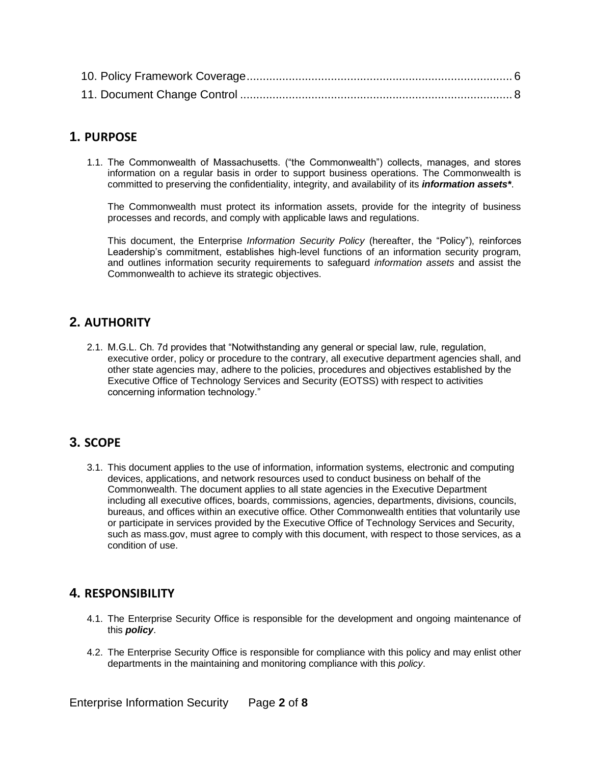10. Policy Framework Coverage .................................................................................. 6
11. Document Change Control .................................................................................... 8

## 1. PURPOSE

1.1. The Commonwealth of Massachusetts. ("the Commonwealth") collects, manages, and stores information on a regular basis in order to support business operations. The Commonwealth is committed to preserving the confidentiality, integrity, and availability of its ***information assets****.

The Commonwealth must protect its information assets, provide for the integrity of business processes and records, and comply with applicable laws and regulations.

This document, the Enterprise *Information Security Policy* (hereafter, the "Policy"), reinforces Leadership's commitment, establishes high-level functions of an information security program, and outlines information security requirements to safeguard *information assets* and assist the Commonwealth to achieve its strategic objectives.

## 2. AUTHORITY

2.1. M.G.L. Ch. 7d provides that "Notwithstanding any general or special law, rule, regulation, executive order, policy or procedure to the contrary, all executive department agencies shall, and other state agencies may, adhere to the policies, procedures and objectives established by the Executive Office of Technology Services and Security (EOTSS) with respect to activities concerning information technology."

## 3. SCOPE

3.1. This document applies to the use of information, information systems, electronic and computing devices, applications, and network resources used to conduct business on behalf of the Commonwealth. The document applies to all state agencies in the Executive Department including all executive offices, boards, commissions, agencies, departments, divisions, councils, bureaus, and offices within an executive office. Other Commonwealth entities that voluntarily use or participate in services provided by the Executive Office of Technology Services and Security, such as mass.gov, must agree to comply with this document, with respect to those services, as a condition of use.

## 4. RESPONSIBILITY

4.1. The Enterprise Security Office is responsible for the development and ongoing maintenance of this ***policy***.

4.2. The Enterprise Security Office is responsible for compliance with this policy and may enlist other departments in the maintaining and monitoring compliance with this *policy*.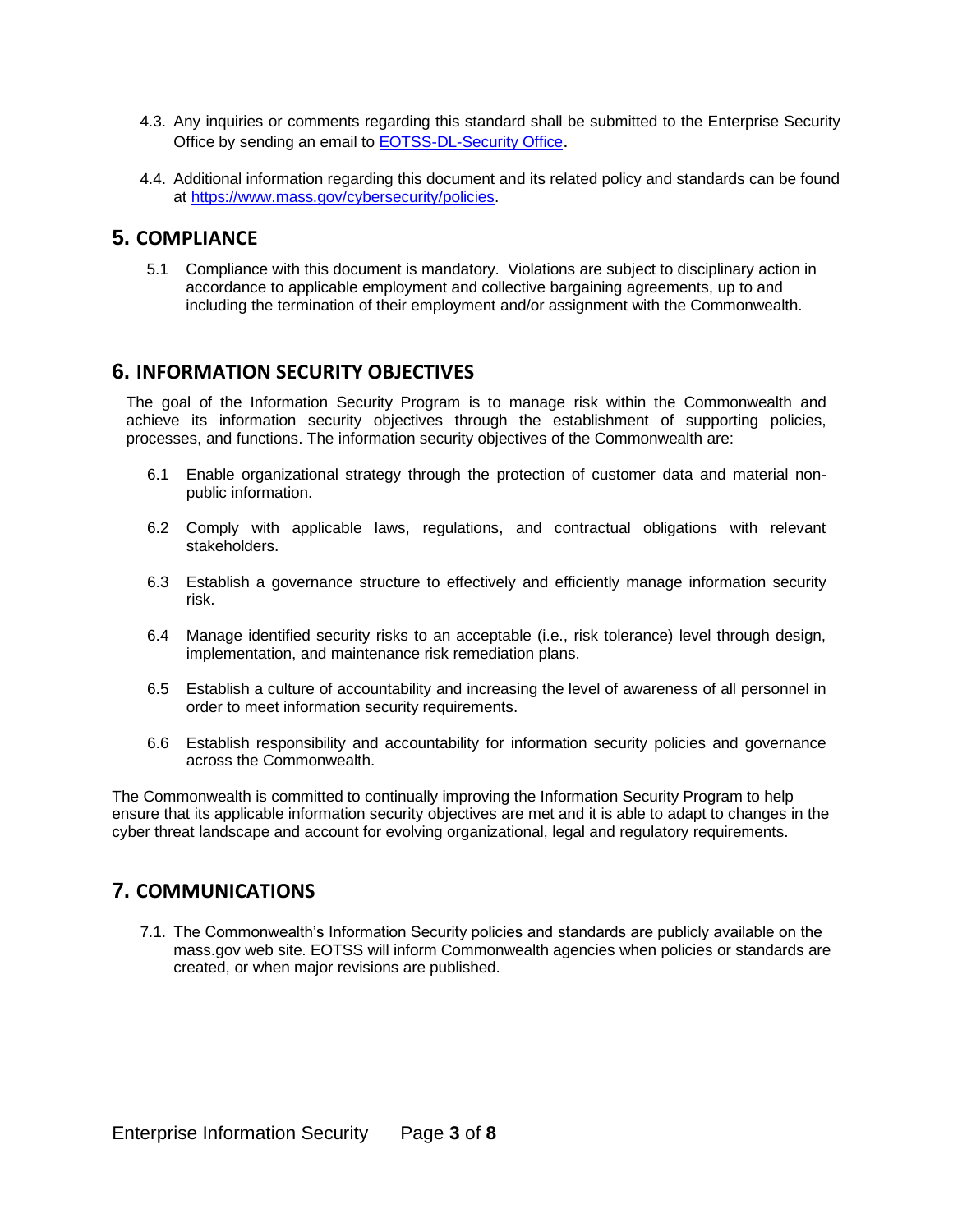4.3. Any inquiries or comments regarding this standard shall be submitted to the Enterprise Security Office by sending an email to [EOTSS-DL-Security Office](mailto:EOTSS-DL-Security Office).

4.4. Additional information regarding this document and its related policy and standards can be found at [https://www.mass.gov/cybersecurity/policies](https://www.mass.gov/cybersecurity/policies).

## 5. COMPLIANCE

5.1 Compliance with this document is mandatory. Violations are subject to disciplinary action in accordance to applicable employment and collective bargaining agreements, up to and including the termination of their employment and/or assignment with the Commonwealth.

## 6. INFORMATION SECURITY OBJECTIVES

The goal of the Information Security Program is to manage risk within the Commonwealth and achieve its information security objectives through the establishment of supporting policies, processes, and functions. The information security objectives of the Commonwealth are:

6.1 Enable organizational strategy through the protection of customer data and material non-public information.

6.2 Comply with applicable laws, regulations, and contractual obligations with relevant stakeholders.

6.3 Establish a governance structure to effectively and efficiently manage information security risk.

6.4 Manage identified security risks to an acceptable (i.e., risk tolerance) level through design, implementation, and maintenance risk remediation plans.

6.5 Establish a culture of accountability and increasing the level of awareness of all personnel in order to meet information security requirements.

6.6 Establish responsibility and accountability for information security policies and governance across the Commonwealth.

The Commonwealth is committed to continually improving the Information Security Program to help ensure that its applicable information security objectives are met and it is able to adapt to changes in the cyber threat landscape and account for evolving organizational, legal and regulatory requirements.

## 7. COMMUNICATIONS

7.1. The Commonwealth's Information Security policies and standards are publicly available on the mass.gov web site. EOTSS will inform Commonwealth agencies when policies or standards are created, or when major revisions are published.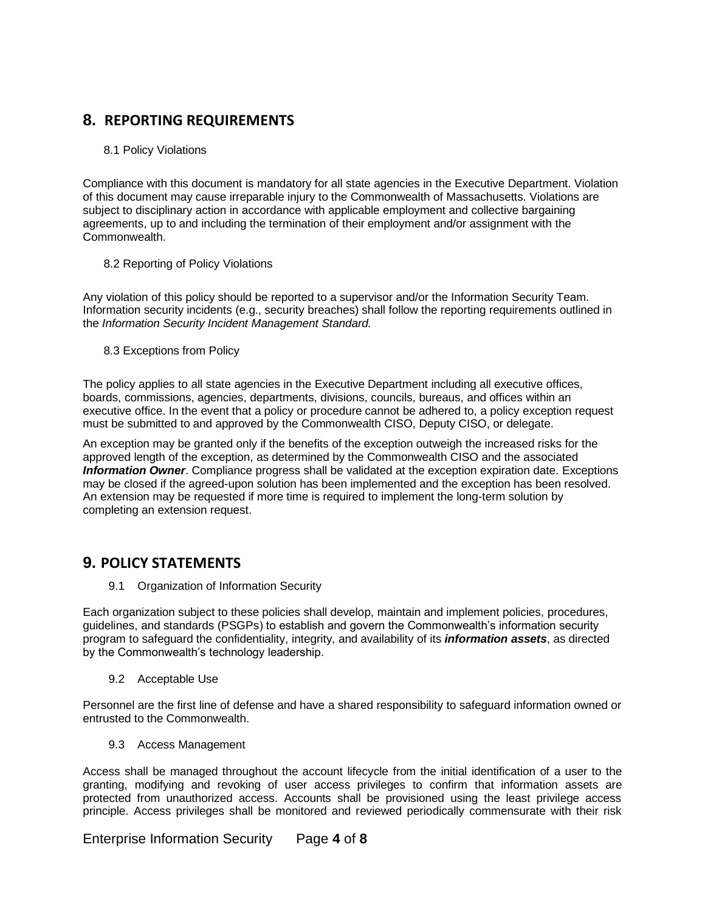## 8. REPORTING REQUIREMENTS

### 8.1 Policy Violations

Compliance with this document is mandatory for all state agencies in the Executive Department. Violation of this document may cause irreparable injury to the Commonwealth of Massachusetts. Violations are subject to disciplinary action in accordance with applicable employment and collective bargaining agreements, up to and including the termination of their employment and/or assignment with the Commonwealth.

### 8.2 Reporting of Policy Violations

Any violation of this policy should be reported to a supervisor and/or the Information Security Team. Information security incidents (e.g., security breaches) shall follow the reporting requirements outlined in the *Information Security Incident Management Standard.*

### 8.3 Exceptions from Policy

The policy applies to all state agencies in the Executive Department including all executive offices, boards, commissions, agencies, departments, divisions, councils, bureaus, and offices within an executive office. In the event that a policy or procedure cannot be adhered to, a policy exception request must be submitted to and approved by the Commonwealth CISO, Deputy CISO, or delegate.

An exception may be granted only if the benefits of the exception outweigh the increased risks for the approved length of the exception, as determined by the Commonwealth CISO and the associated ***Information Owner***. Compliance progress shall be validated at the exception expiration date. Exceptions may be closed if the agreed-upon solution has been implemented and the exception has been resolved. An extension may be requested if more time is required to implement the long-term solution by completing an extension request.

## 9. POLICY STATEMENTS

### 9.1 Organization of Information Security

Each organization subject to these policies shall develop, maintain and implement policies, procedures, guidelines, and standards (PSGPs) to establish and govern the Commonwealth's information security program to safeguard the confidentiality, integrity, and availability of its ***information assets***, as directed by the Commonwealth's technology leadership.

### 9.2 Acceptable Use

Personnel are the first line of defense and have a shared responsibility to safeguard information owned or entrusted to the Commonwealth.

### 9.3 Access Management

Access shall be managed throughout the account lifecycle from the initial identification of a user to the granting, modifying and revoking of user access privileges to confirm that information assets are protected from unauthorized access. Accounts shall be provisioned using the least privilege access principle. Access privileges shall be monitored and reviewed periodically commensurate with their risk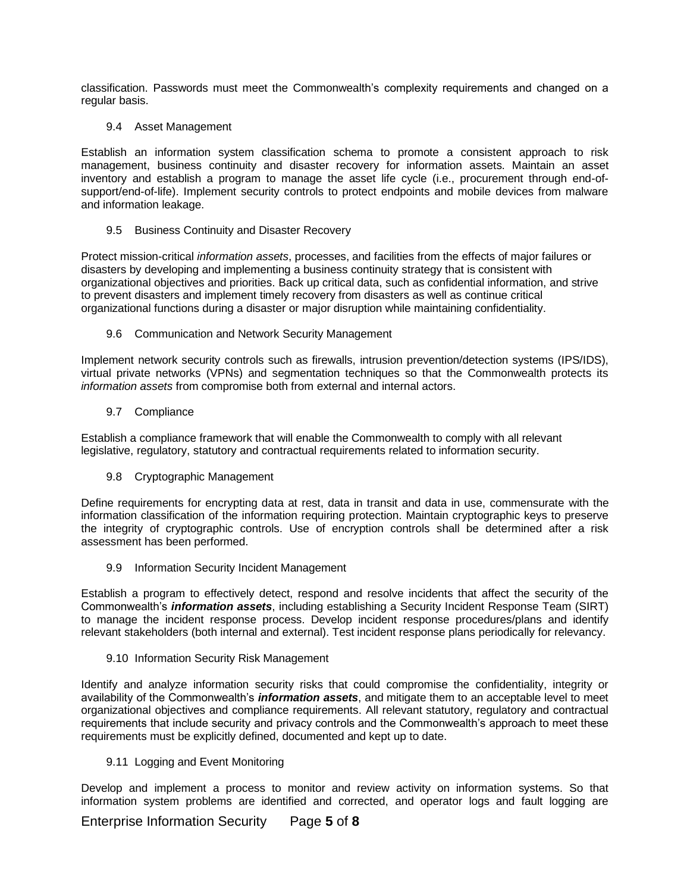classification. Passwords must meet the Commonwealth's complexity requirements and changed on a regular basis.

### 9.4 Asset Management

Establish an information system classification schema to promote a consistent approach to risk management, business continuity and disaster recovery for information assets. Maintain an asset inventory and establish a program to manage the asset life cycle (i.e., procurement through end-of-support/end-of-life). Implement security controls to protect endpoints and mobile devices from malware and information leakage.

### 9.5 Business Continuity and Disaster Recovery

Protect mission-critical *information assets*, processes, and facilities from the effects of major failures or disasters by developing and implementing a business continuity strategy that is consistent with organizational objectives and priorities. Back up critical data, such as confidential information, and strive to prevent disasters and implement timely recovery from disasters as well as continue critical organizational functions during a disaster or major disruption while maintaining confidentiality.

### 9.6 Communication and Network Security Management

Implement network security controls such as firewalls, intrusion prevention/detection systems (IPS/IDS), virtual private networks (VPNs) and segmentation techniques so that the Commonwealth protects its *information assets* from compromise both from external and internal actors.

### 9.7 Compliance

Establish a compliance framework that will enable the Commonwealth to comply with all relevant legislative, regulatory, statutory and contractual requirements related to information security.

### 9.8 Cryptographic Management

Define requirements for encrypting data at rest, data in transit and data in use, commensurate with the information classification of the information requiring protection. Maintain cryptographic keys to preserve the integrity of cryptographic controls. Use of encryption controls shall be determined after a risk assessment has been performed.

### 9.9 Information Security Incident Management

Establish a program to effectively detect, respond and resolve incidents that affect the security of the Commonwealth's ***information assets***, including establishing a Security Incident Response Team (SIRT) to manage the incident response process. Develop incident response procedures/plans and identify relevant stakeholders (both internal and external). Test incident response plans periodically for relevancy.

### 9.10 Information Security Risk Management

Identify and analyze information security risks that could compromise the confidentiality, integrity or availability of the Commonwealth's ***information assets***, and mitigate them to an acceptable level to meet organizational objectives and compliance requirements. All relevant statutory, regulatory and contractual requirements that include security and privacy controls and the Commonwealth's approach to meet these requirements must be explicitly defined, documented and kept up to date.

### 9.11 Logging and Event Monitoring

Develop and implement a process to monitor and review activity on information systems. So that information system problems are identified and corrected, and operator logs and fault logging are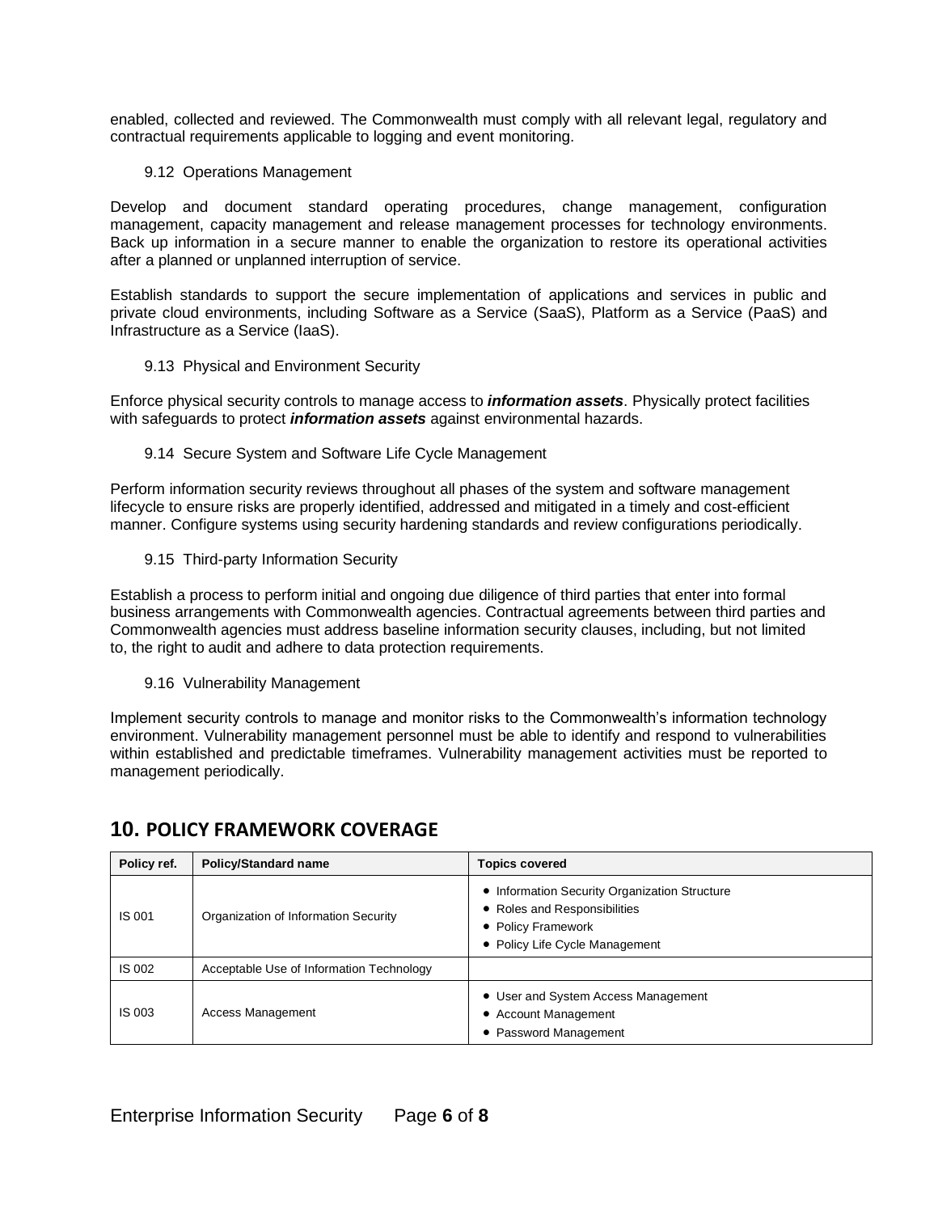enabled, collected and reviewed. The Commonwealth must comply with all relevant legal, regulatory and contractual requirements applicable to logging and event monitoring.

### 9.12 Operations Management

Develop and document standard operating procedures, change management, configuration management, capacity management and release management processes for technology environments. Back up information in a secure manner to enable the organization to restore its operational activities after a planned or unplanned interruption of service.

Establish standards to support the secure implementation of applications and services in public and private cloud environments, including Software as a Service (SaaS), Platform as a Service (PaaS) and Infrastructure as a Service (IaaS).

### 9.13 Physical and Environment Security

Enforce physical security controls to manage access to ***information assets***. Physically protect facilities with safeguards to protect ***information assets*** against environmental hazards.

### 9.14 Secure System and Software Life Cycle Management

Perform information security reviews throughout all phases of the system and software management lifecycle to ensure risks are properly identified, addressed and mitigated in a timely and cost-efficient manner. Configure systems using security hardening standards and review configurations periodically.

### 9.15 Third-party Information Security

Establish a process to perform initial and ongoing due diligence of third parties that enter into formal business arrangements with Commonwealth agencies. Contractual agreements between third parties and Commonwealth agencies must address baseline information security clauses, including, but not limited to, the right to audit and adhere to data protection requirements.

### 9.16 Vulnerability Management

Implement security controls to manage and monitor risks to the Commonwealth's information technology environment. Vulnerability management personnel must be able to identify and respond to vulnerabilities within established and predictable timeframes. Vulnerability management activities must be reported to management periodically.

## 10. POLICY FRAMEWORK COVERAGE

| Policy ref. | Policy/Standard name | Topics covered |
|---|---|---|
| IS 001 | Organization of Information Security | • Information Security Organization Structure<br>• Roles and Responsibilities<br>• Policy Framework<br>• Policy Life Cycle Management |
| IS 002 | Acceptable Use of Information Technology | |
| IS 003 | Access Management | • User and System Access Management<br>• Account Management<br>• Password Management |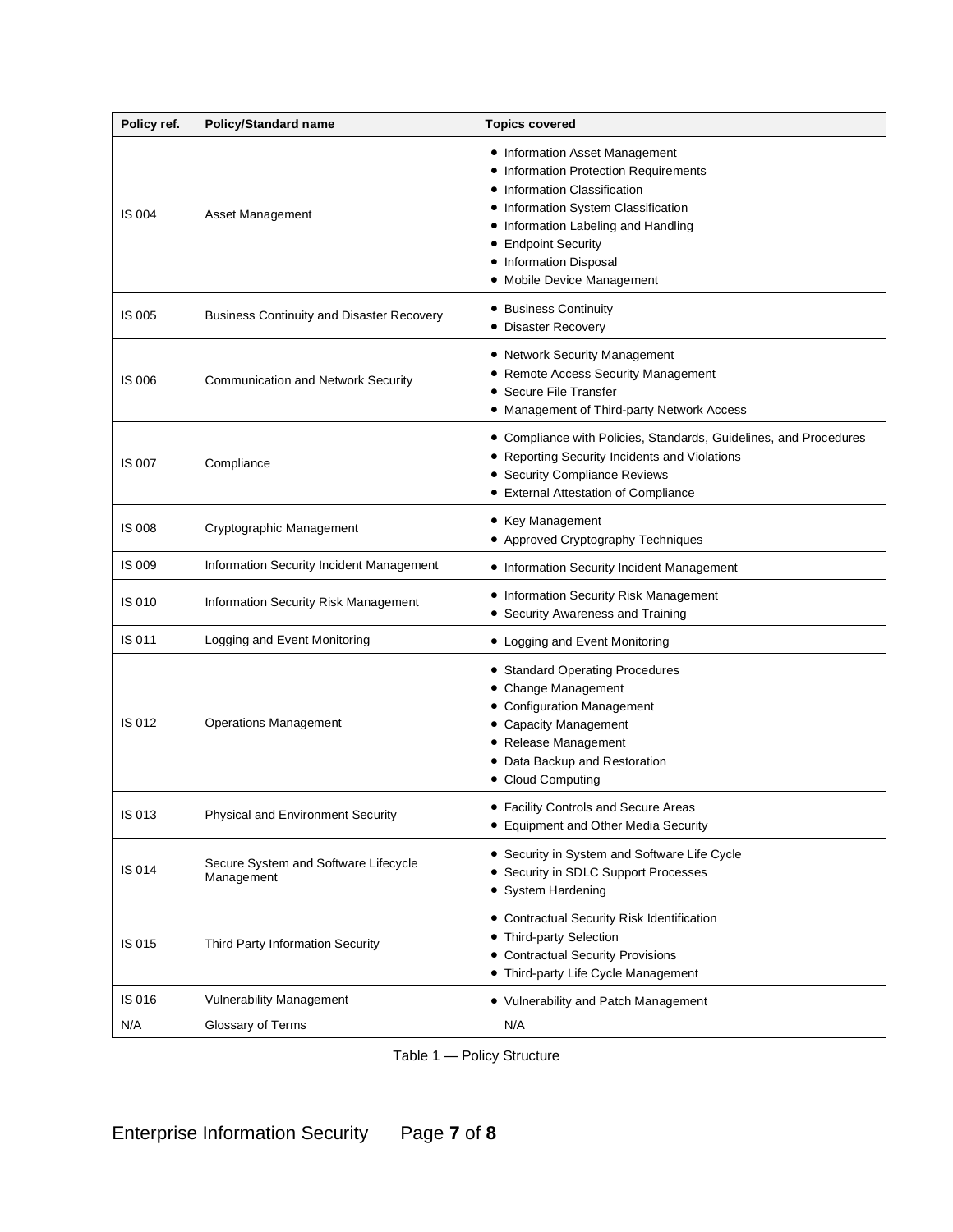| Policy ref. | Policy/Standard name | Topics covered |
|---|---|---|
| IS 004 | Asset Management | • Information Asset Management<br>• Information Protection Requirements<br>• Information Classification<br>• Information System Classification<br>• Information Labeling and Handling<br>• Endpoint Security<br>• Information Disposal<br>• Mobile Device Management |
| IS 005 | Business Continuity and Disaster Recovery | • Business Continuity<br>• Disaster Recovery |
| IS 006 | Communication and Network Security | • Network Security Management<br>• Remote Access Security Management<br>• Secure File Transfer<br>• Management of Third-party Network Access |
| IS 007 | Compliance | • Compliance with Policies, Standards, Guidelines, and Procedures<br>• Reporting Security Incidents and Violations<br>• Security Compliance Reviews<br>• External Attestation of Compliance |
| IS 008 | Cryptographic Management | • Key Management<br>• Approved Cryptography Techniques |
| IS 009 | Information Security Incident Management | • Information Security Incident Management |
| IS 010 | Information Security Risk Management | • Information Security Risk Management<br>• Security Awareness and Training |
| IS 011 | Logging and Event Monitoring | • Logging and Event Monitoring |
| IS 012 | Operations Management | • Standard Operating Procedures<br>• Change Management<br>• Configuration Management<br>• Capacity Management<br>• Release Management<br>• Data Backup and Restoration<br>• Cloud Computing |
| IS 013 | Physical and Environment Security | • Facility Controls and Secure Areas<br>• Equipment and Other Media Security |
| IS 014 | Secure System and Software Lifecycle Management | • Security in System and Software Life Cycle<br>• Security in SDLC Support Processes<br>• System Hardening |
| IS 015 | Third Party Information Security | • Contractual Security Risk Identification<br>• Third-party Selection<br>• Contractual Security Provisions<br>• Third-party Life Cycle Management |
| IS 016 | Vulnerability Management | • Vulnerability and Patch Management |
| N/A | Glossary of Terms | N/A |

Table 1 — Policy Structure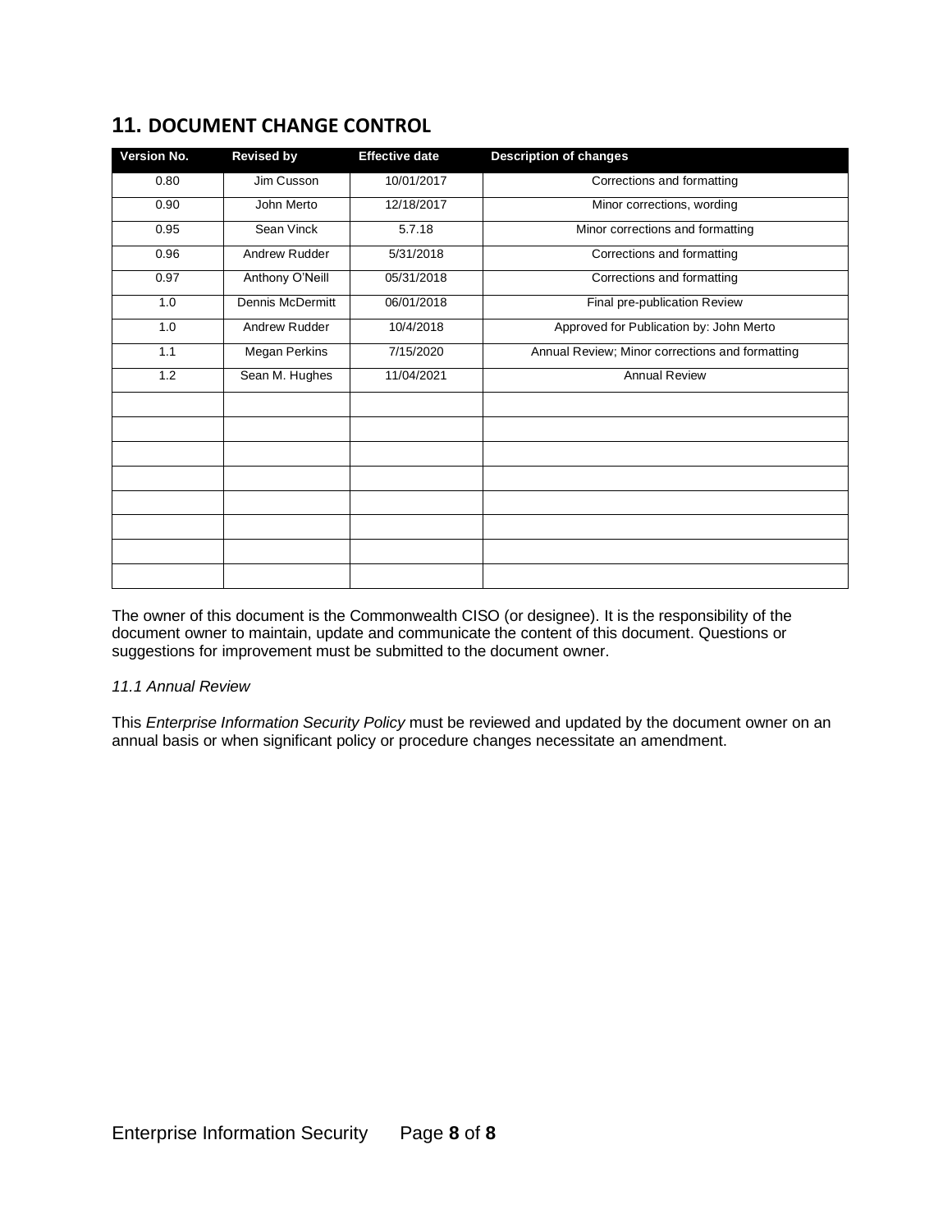## 11. DOCUMENT CHANGE CONTROL

| Version No. | Revised by | Effective date | Description of changes |
|---|---|---|---|
| 0.80 | Jim Cusson | 10/01/2017 | Corrections and formatting |
| 0.90 | John Merto | 12/18/2017 | Minor corrections, wording |
| 0.95 | Sean Vinck | 5.7.18 | Minor corrections and formatting |
| 0.96 | Andrew Rudder | 5/31/2018 | Corrections and formatting |
| 0.97 | Anthony O'Neill | 05/31/2018 | Corrections and formatting |
| 1.0 | Dennis McDermitt | 06/01/2018 | Final pre-publication Review |
| 1.0 | Andrew Rudder | 10/4/2018 | Approved for Publication by: John Merto |
| 1.1 | Megan Perkins | 7/15/2020 | Annual Review; Minor corrections and formatting |
| 1.2 | Sean M. Hughes | 11/04/2021 | Annual Review |
| | | | |
| | | | |
| | | | |
| | | | |
| | | | |
| | | | |
| | | | |
| | | | |

The owner of this document is the Commonwealth CISO (or designee). It is the responsibility of the document owner to maintain, update and communicate the content of this document. Questions or suggestions for improvement must be submitted to the document owner.

*11.1 Annual Review*

This *Enterprise Information Security Policy* must be reviewed and updated by the document owner on an annual basis or when significant policy or procedure changes necessitate an amendment.